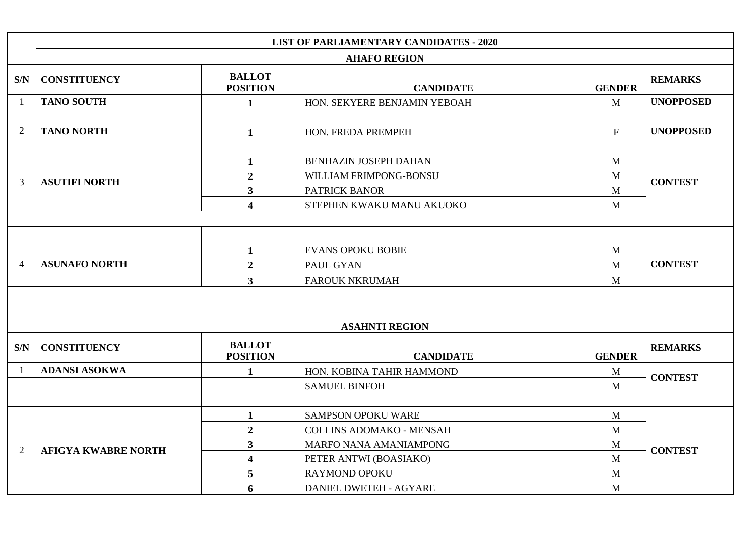## LIST OF PARLIAMENTARY CANDIDATES - 2020

### AHAFO REGION

| S/N | CONSTITUENCY | BALLOT POSITION | CANDIDATE | GENDER | REMARKS |
|---|---|---|---|---|---|
| 1 | TANO SOUTH | 1 | HON. SEKYERE BENJAMIN YEBOAH | M | UNOPPOSED |
| 2 | TANO NORTH | 1 | HON. FREDA PREMPEH | F | UNOPPOSED |
| 3 | ASUTIFI NORTH | 1 | BENHAZIN JOSEPH DAHAN | M | CONTEST |
| | | 2 | WILLIAM FRIMPONG-BONSU | M | |
| | | 3 | PATRICK BANOR | M | |
| | | 4 | STEPHEN KWAKU MANU AKUOKO | M | |
| 4 | ASUNAFO NORTH | 1 | EVANS OPOKU BOBIE | M | CONTEST |
| | | 2 | PAUL GYAN | M | |
| | | 3 | FAROUK NKRUMAH | M | |

### ASAHNTI REGION

| S/N | CONSTITUENCY | BALLOT POSITION | CANDIDATE | GENDER | REMARKS |
|---|---|---|---|---|---|
| 1 | ADANSI ASOKWA | 1 | HON. KOBINA TAHIR HAMMOND | M | CONTEST |
| | | | SAMUEL BINFOH | M | |
| 2 | AFIGYA KWABRE NORTH | 1 | SAMPSON OPOKU WARE | M | CONTEST |
| | | 2 | COLLINS ADOMAKO - MENSAH | M | |
| | | 3 | MARFO NANA AMANIAMPONG | M | |
| | | 4 | PETER ANTWI (BOASIAKO) | M | |
| | | 5 | RAYMOND OPOKU | M | |
| | | 6 | DANIEL DWETEH - AGYARE | M | |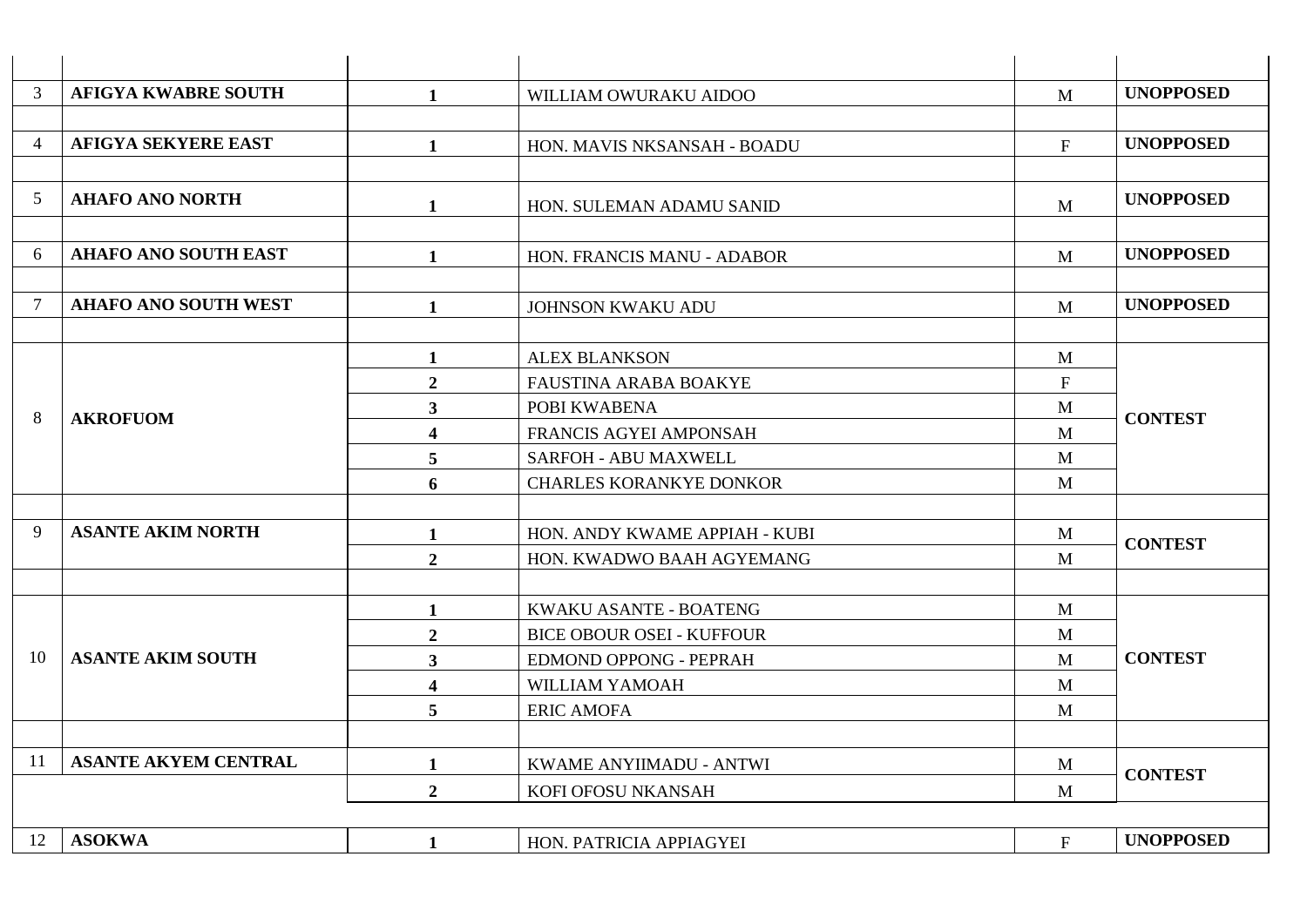| | | | | | |
|---|---|---|---|---|---|
| 3 | **AFIGYA KWABRE SOUTH** | **1** | WILLIAM OWURAKU AIDOO | M | **UNOPPOSED** |
| 4 | **AFIGYA SEKYERE EAST** | **1** | HON. MAVIS NKSANSAH - BOADU | F | **UNOPPOSED** |
| 5 | **AHAFO ANO NORTH** | **1** | HON. SULEMAN ADAMU SANID | M | **UNOPPOSED** |
| 6 | **AHAFO ANO SOUTH EAST** | **1** | HON. FRANCIS MANU - ADABOR | M | **UNOPPOSED** |
| 7 | **AHAFO ANO SOUTH WEST** | **1** | JOHNSON KWAKU ADU | M | **UNOPPOSED** |
| 8 | **AKROFUOM** | **1** | ALEX BLANKSON | M | **CONTEST** |
| | | **2** | FAUSTINA ARABA BOAKYE | F | |
| | | **3** | POBI KWABENA | M | |
| | | **4** | FRANCIS AGYEI AMPONSAH | M | |
| | | **5** | SARFOH - ABU MAXWELL | M | |
| | | **6** | CHARLES KORANKYE DONKOR | M | |
| 9 | **ASANTE AKIM NORTH** | **1** | HON. ANDY KWAME APPIAH - KUBI | M | **CONTEST** |
| | | **2** | HON. KWADWO BAAH AGYEMANG | M | |
| 10 | **ASANTE AKIM SOUTH** | **1** | KWAKU ASANTE - BOATENG | M | **CONTEST** |
| | | **2** | BICE OBOUR OSEI - KUFFOUR | M | |
| | | **3** | EDMOND OPPONG - PEPRAH | M | |
| | | **4** | WILLIAM YAMOAH | M | |
| | | **5** | ERIC AMOFA | M | |
| 11 | **ASANTE AKYEM CENTRAL** | **1** | KWAME ANYIIMADU - ANTWI | M | **CONTEST** |
| | | **2** | KOFI OFOSU NKANSAH | M | |
| 12 | **ASOKWA** | **1** | HON. PATRICIA APPIAGYEI | F | **UNOPPOSED** |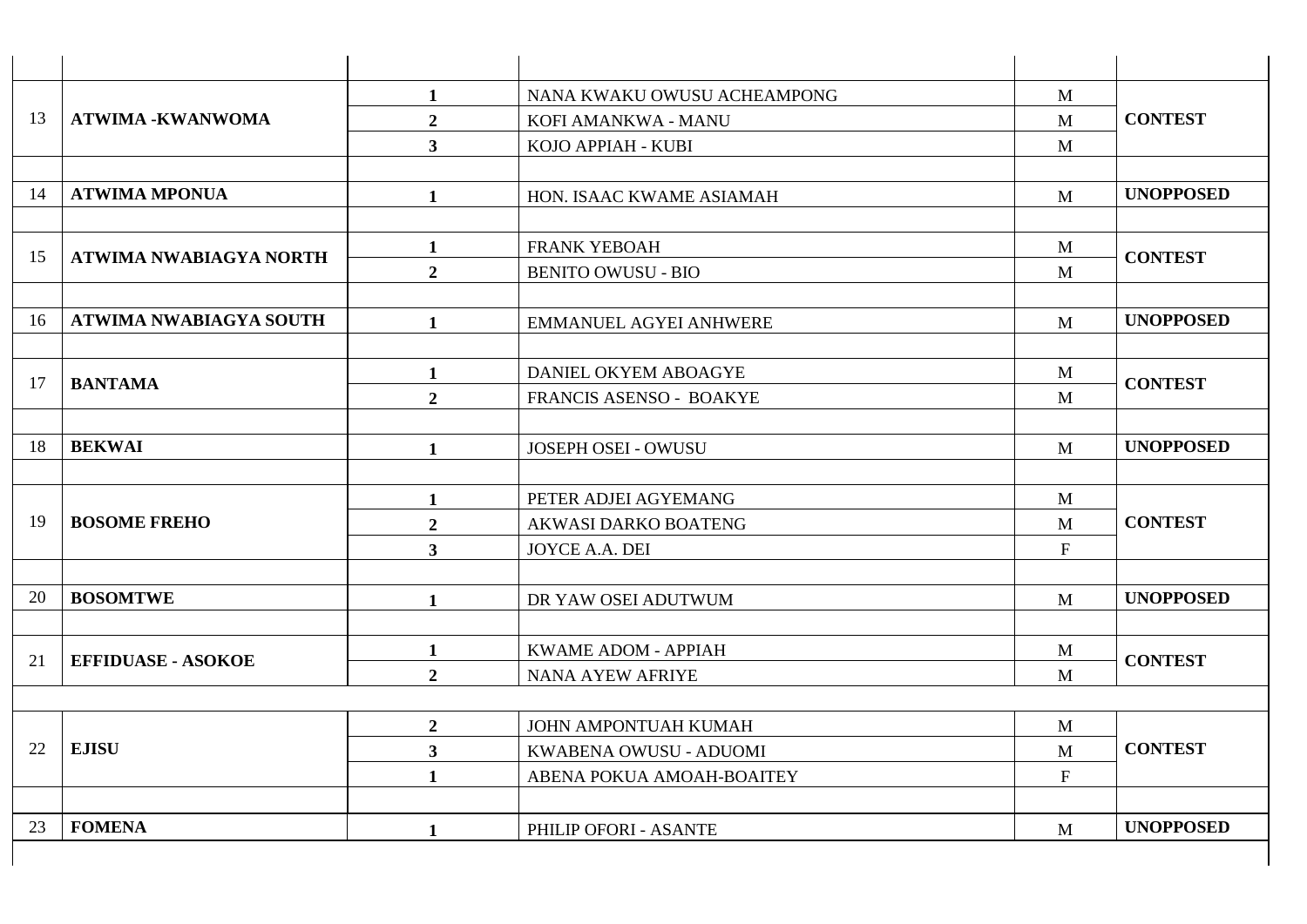| | | | | | |
|---|---|---|---|---|---|
| 13 | **ATWIMA -KWANWOMA** | **1** | NANA KWAKU OWUSU ACHEAMPONG | M | **CONTEST** |
| | | **2** | KOFI AMANKWA - MANU | M | |
| | | **3** | KOJO APPIAH - KUBI | M | |
| | | | | | |
| 14 | **ATWIMA MPONUA** | **1** | HON. ISAAC KWAME ASIAMAH | M | **UNOPPOSED** |
| | | | | | |
| 15 | **ATWIMA NWABIAGYA NORTH** | **1** | FRANK YEBOAH | M | **CONTEST** |
| | | **2** | BENITO OWUSU - BIO | M | |
| | | | | | |
| 16 | **ATWIMA NWABIAGYA SOUTH** | **1** | EMMANUEL AGYEI ANHWERE | M | **UNOPPOSED** |
| | | | | | |
| 17 | **BANTAMA** | **1** | DANIEL OKYEM ABOAGYE | M | **CONTEST** |
| | | **2** | FRANCIS ASENSO - BOAKYE | M | |
| | | | | | |
| 18 | **BEKWAI** | **1** | JOSEPH OSEI - OWUSU | M | **UNOPPOSED** |
| | | | | | |
| 19 | **BOSOME FREHO** | **1** | PETER ADJEI AGYEMANG | M | **CONTEST** |
| | | **2** | AKWASI DARKO BOATENG | M | |
| | | **3** | JOYCE A.A. DEI | F | |
| | | | | | |
| 20 | **BOSOMTWE** | **1** | DR YAW OSEI ADUTWUM | M | **UNOPPOSED** |
| | | | | | |
| 21 | **EFFIDUASE - ASOKOE** | **1** | KWAME ADOM - APPIAH | M | **CONTEST** |
| | | **2** | NANA AYEW AFRIYE | M | |
| | | | | | |
| 22 | **EJISU** | **2** | JOHN AMPONTUAH KUMAH | M | **CONTEST** |
| | | **3** | KWABENA OWUSU - ADUOMI | M | |
| | | **1** | ABENA POKUA AMOAH-BOAITEY | F | |
| | | | | | |
| 23 | **FOMENA** | **1** | PHILIP OFORI - ASANTE | M | **UNOPPOSED** |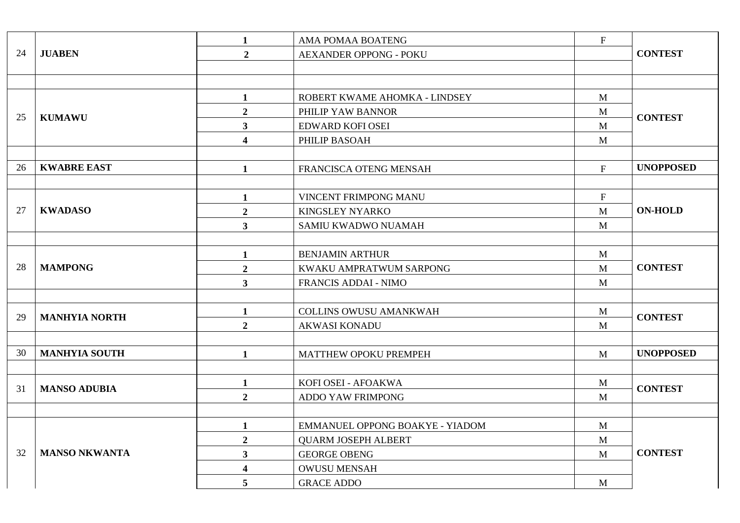| | | | | | |
|---|---|---|---|---|---|
| 24 | **JUABEN** | **1** | AMA POMAA BOATENG | F | **CONTEST** |
| | | **2** | AEXANDER OPPONG - POKU | | |
| | | | | | |
| | | | | | |
| 25 | **KUMAWU** | **1** | ROBERT KWAME AHOMKA - LINDSEY | M | **CONTEST** |
| | | **2** | PHILIP YAW BANNOR | M | |
| | | **3** | EDWARD KOFI OSEI | M | |
| | | **4** | PHILIP BASOAH | M | |
| | | | | | |
| 26 | **KWABRE EAST** | **1** | FRANCISCA OTENG MENSAH | F | **UNOPPOSED** |
| | | | | | |
| 27 | **KWADASO** | **1** | VINCENT FRIMPONG MANU | F | **ON-HOLD** |
| | | **2** | KINGSLEY NYARKO | M | |
| | | **3** | SAMIU KWADWO NUAMAH | M | |
| | | | | | |
| 28 | **MAMPONG** | **1** | BENJAMIN ARTHUR | M | **CONTEST** |
| | | **2** | KWAKU AMPRATWUM SARPONG | M | |
| | | **3** | FRANCIS ADDAI - NIMO | M | |
| | | | | | |
| 29 | **MANHYIA NORTH** | **1** | COLLINS OWUSU AMANKWAH | M | **CONTEST** |
| | | **2** | AKWASI KONADU | M | |
| | | | | | |
| 30 | **MANHYIA SOUTH** | **1** | MATTHEW OPOKU PREMPEH | M | **UNOPPOSED** |
| | | | | | |
| 31 | **MANSO ADUBIA** | **1** | KOFI OSEI - AFOAKWA | M | **CONTEST** |
| | | **2** | ADDO YAW FRIMPONG | M | |
| | | | | | |
| 32 | **MANSO NKWANTA** | **1** | EMMANUEL OPPONG BOAKYE - YIADOM | M | **CONTEST** |
| | | **2** | QUARM JOSEPH ALBERT | M | |
| | | **3** | GEORGE OBENG | M | |
| | | **4** | OWUSU MENSAH | | |
| | | **5** | GRACE ADDO | M | |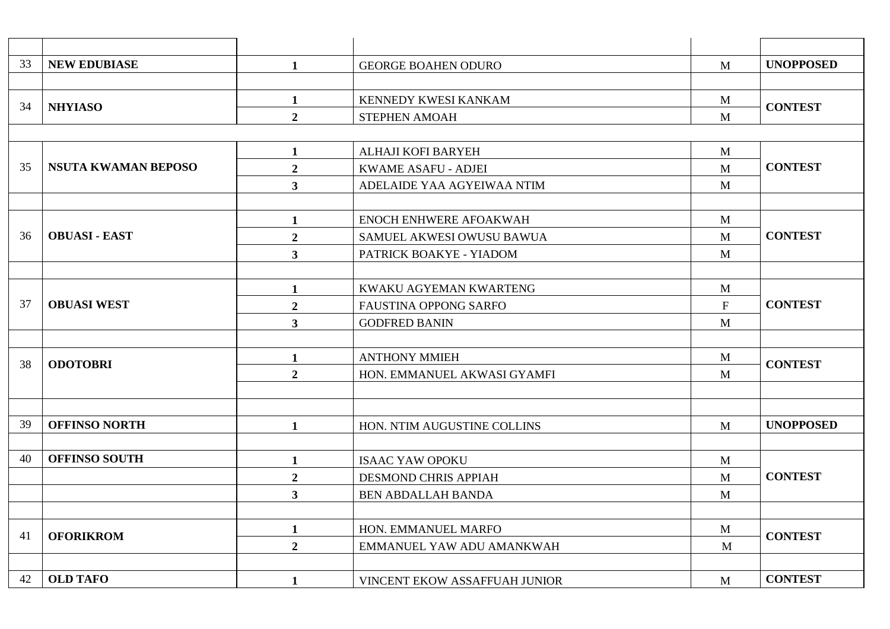| | | | | | |
|---|---|---|---|---|---|
| 33 | **NEW EDUBIASE** | **1** | GEORGE BOAHEN ODURO | M | **UNOPPOSED** |
| | | | | | |
| 34 | **NHYIASO** | **1** | KENNEDY KWESI KANKAM | M | **CONTEST** |
| | | **2** | STEPHEN AMOAH | M | |
| | | | | | |
| 35 | **NSUTA KWAMAN BEPOSO** | **1** | ALHAJI KOFI BARYEH | M | **CONTEST** |
| | | **2** | KWAME ASAFU - ADJEI | M | |
| | | **3** | ADELAIDE YAA AGYEIWAA NTIM | M | |
| | | | | | |
| 36 | **OBUASI - EAST** | **1** | ENOCH ENHWERE AFOAKWAH | M | **CONTEST** |
| | | **2** | SAMUEL AKWESI OWUSU BAWUA | M | |
| | | **3** | PATRICK BOAKYE - YIADOM | M | |
| | | | | | |
| 37 | **OBUASI WEST** | **1** | KWAKU AGYEMAN KWARTENG | M | **CONTEST** |
| | | **2** | FAUSTINA OPPONG SARFO | F | |
| | | **3** | GODFRED BANIN | M | |
| | | | | | |
| 38 | **ODOTOBRI** | **1** | ANTHONY MMIEH | M | **CONTEST** |
| | | **2** | HON. EMMANUEL AKWASI GYAMFI | M | |
| | | | | | |
| | | | | | |
| 39 | **OFFINSO NORTH** | **1** | HON. NTIM AUGUSTINE COLLINS | M | **UNOPPOSED** |
| | | | | | |
| 40 | **OFFINSO SOUTH** | **1** | ISAAC YAW OPOKU | M | **CONTEST** |
| | | **2** | DESMOND CHRIS APPIAH | M | |
| | | **3** | BEN ABDALLAH BANDA | M | |
| | | | | | |
| 41 | **OFORIKROM** | **1** | HON. EMMANUEL MARFO | M | **CONTEST** |
| | | **2** | EMMANUEL YAW ADU AMANKWAH | M | |
| | | | | | |
| 42 | **OLD TAFO** | **1** | VINCENT EKOW ASSAFFUAH JUNIOR | M | **CONTEST** |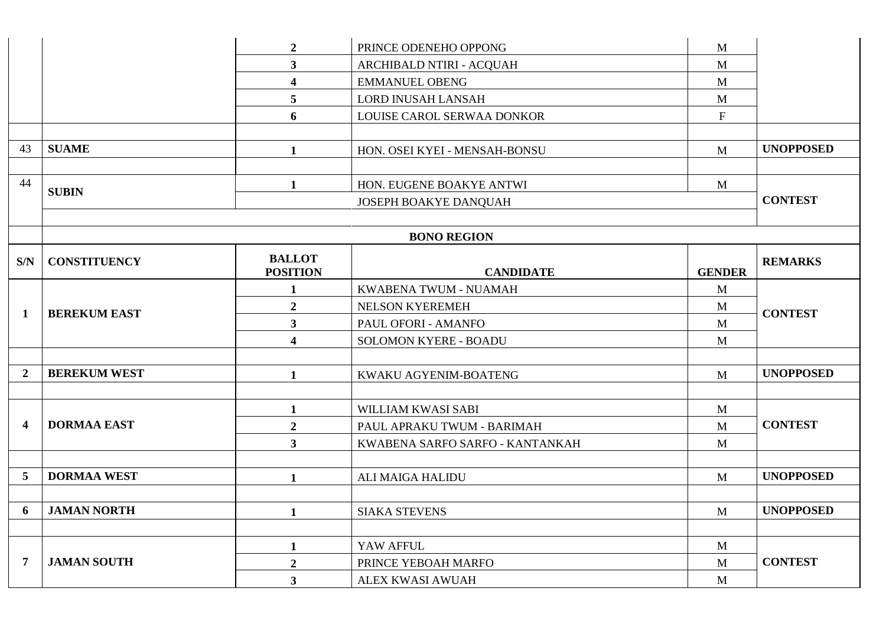| | | 2 | PRINCE ODENEHO OPPONG | M | |
|---|---|---|---|---|---|
| | | 3 | ARCHIBALD NTIRI - ACQUAH | M | |
| | | 4 | EMMANUEL OBENG | M | |
| | | 5 | LORD INUSAH LANSAH | M | |
| | | 6 | LOUISE CAROL SERWAA DONKOR | F | |
| | | | | | |
| 43 | **SUAME** | 1 | HON. OSEI KYEI - MENSAH-BONSU | M | **UNOPPOSED** |
| | | | | | |
| 44 | **SUBIN** | 1 | HON. EUGENE BOAKYE ANTWI | M | **CONTEST** |
| | | | JOSEPH BOAKYE DANQUAH | | |
| | | | | | |

**BONO REGION**

| S/N | CONSTITUENCY | BALLOT POSITION | CANDIDATE | GENDER | REMARKS |
|---|---|---|---|---|---|
| **1** | **BEREKUM EAST** | 1 | KWABENA TWUM - NUAMAH | M | **CONTEST** |
| | | 2 | NELSON KYEREMEH | M | |
| | | 3 | PAUL OFORI - AMANFO | M | |
| | | 4 | SOLOMON KYERE - BOADU | M | |
| | | | | | |
| **2** | **BEREKUM WEST** | 1 | KWAKU AGYENIM-BOATENG | M | **UNOPPOSED** |
| | | | | | |
| **4** | **DORMAA EAST** | 1 | WILLIAM KWASI SABI | M | **CONTEST** |
| | | 2 | PAUL APRAKU TWUM - BARIMAH | M | |
| | | 3 | KWABENA SARFO SARFO - KANTANKAH | M | |
| | | | | | |
| **5** | **DORMAA WEST** | 1 | ALI MAIGA HALIDU | M | **UNOPPOSED** |
| | | | | | |
| **6** | **JAMAN NORTH** | 1 | SIAKA STEVENS | M | **UNOPPOSED** |
| | | | | | |
| **7** | **JAMAN SOUTH** | 1 | YAW AFFUL | M | **CONTEST** |
| | | 2 | PRINCE YEBOAH MARFO | M | |
| | | 3 | ALEX KWASI AWUAH | M | |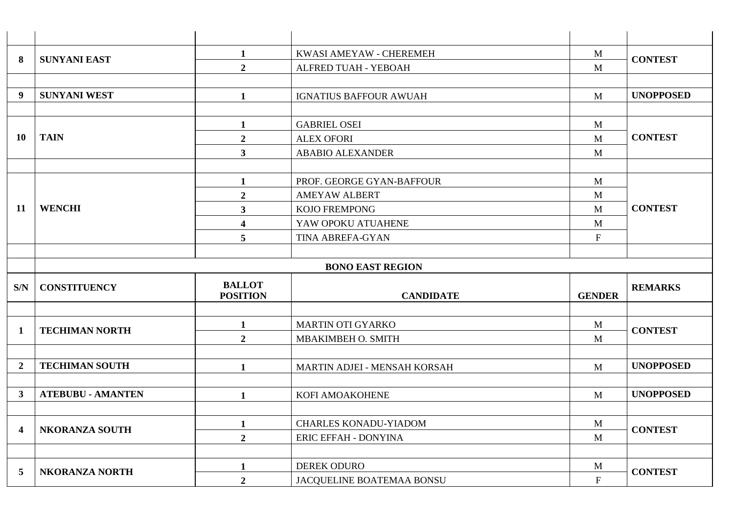| | | | | | |
|---|---|---|---|---|---|
| 8 | SUNYANI EAST | 1 | KWASI AMEYAW - CHEREMEH | M | CONTEST |
| | | 2 | ALFRED TUAH - YEBOAH | M | |
| 9 | SUNYANI WEST | 1 | IGNATIUS BAFFOUR AWUAH | M | UNOPPOSED |
| 10 | TAIN | 1 | GABRIEL OSEI | M | CONTEST |
| | | 2 | ALEX OFORI | M | |
| | | 3 | ABABIO ALEXANDER | M | |
| 11 | WENCHI | 1 | PROF. GEORGE GYAN-BAFFOUR | M | CONTEST |
| | | 2 | AMEYAW ALBERT | M | |
| | | 3 | KOJO FREMPONG | M | |
| | | 4 | YAW OPOKU ATUAHENE | M | |
| | | 5 | TINA ABREFA-GYAN | F | |

**BONO EAST REGION**

| S/N | CONSTITUENCY | BALLOT POSITION | CANDIDATE | GENDER | REMARKS |
|---|---|---|---|---|---|
| 1 | TECHIMAN NORTH | 1 | MARTIN OTI GYARKO | M | CONTEST |
| | | 2 | MBAKIMBEH O. SMITH | M | |
| 2 | TECHIMAN SOUTH | 1 | MARTIN ADJEI - MENSAH KORSAH | M | UNOPPOSED |
| 3 | ATEBUBU - AMANTEN | 1 | KOFI AMOAKOHENE | M | UNOPPOSED |
| 4 | NKORANZA SOUTH | 1 | CHARLES KONADU-YIADOM | M | CONTEST |
| | | 2 | ERIC EFFAH - DONYINA | M | |
| 5 | NKORANZA NORTH | 1 | DEREK ODURO | M | CONTEST |
| | | 2 | JACQUELINE BOATEMAA BONSU | F | |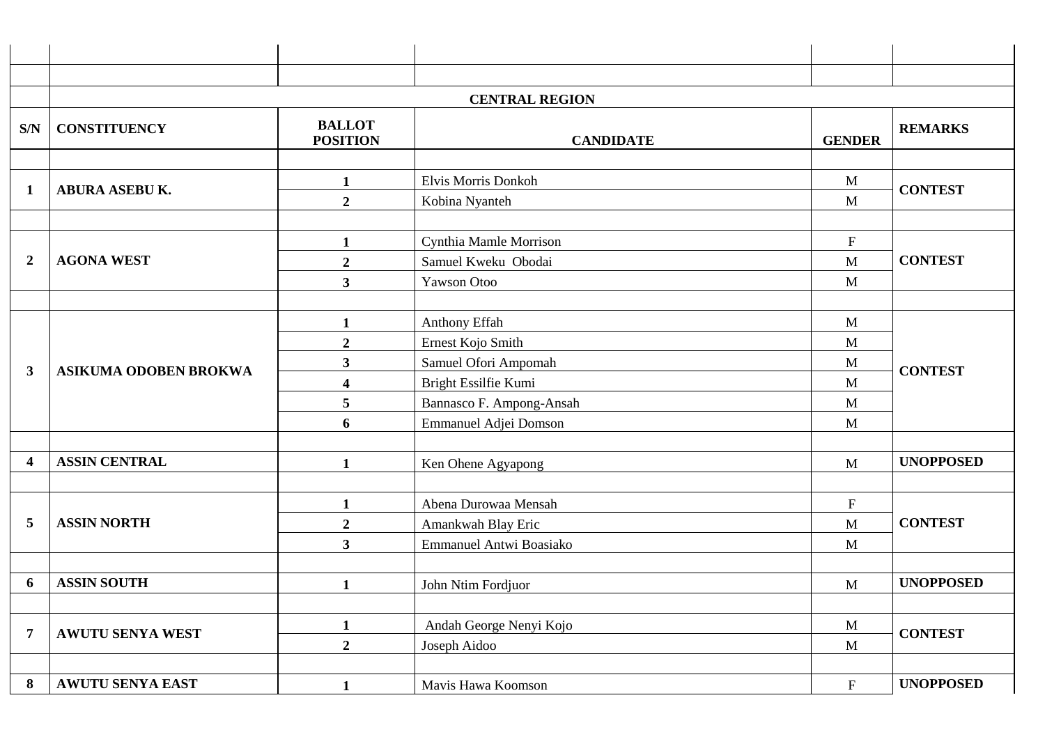| | | | CENTRAL REGION | | |
|---|---|---|---|---|---|
| **S/N** | **CONSTITUENCY** | **BALLOT POSITION** | **CANDIDATE** | **GENDER** | **REMARKS** |
| **1** | **ABURA ASEBU K.** | **1** | Elvis Morris Donkoh | M | **CONTEST** |
| | | **2** | Kobina Nyanteh | M | |
| **2** | **AGONA WEST** | **1** | Cynthia Mamle Morrison | F | **CONTEST** |
| | | **2** | Samuel Kweku Obodai | M | |
| | | **3** | Yawson Otoo | M | |
| **3** | **ASIKUMA ODOBEN BROKWA** | **1** | Anthony Effah | M | **CONTEST** |
| | | **2** | Ernest Kojo Smith | M | |
| | | **3** | Samuel Ofori Ampomah | M | |
| | | **4** | Bright Essilfie Kumi | M | |
| | | **5** | Bannasco F. Ampong-Ansah | M | |
| | | **6** | Emmanuel Adjei Domson | M | |
| **4** | **ASSIN CENTRAL** | **1** | Ken Ohene Agyapong | M | **UNOPPOSED** |
| **5** | **ASSIN NORTH** | **1** | Abena Durowaa Mensah | F | **CONTEST** |
| | | **2** | Amankwah Blay Eric | M | |
| | | **3** | Emmanuel Antwi Boasiako | M | |
| **6** | **ASSIN SOUTH** | **1** | John Ntim Fordjuor | M | **UNOPPOSED** |
| **7** | **AWUTU SENYA WEST** | **1** | Andah George Nenyi Kojo | M | **CONTEST** |
| | | **2** | Joseph Aidoo | M | |
| **8** | **AWUTU SENYA EAST** | **1** | Mavis Hawa Koomson | F | **UNOPPOSED** |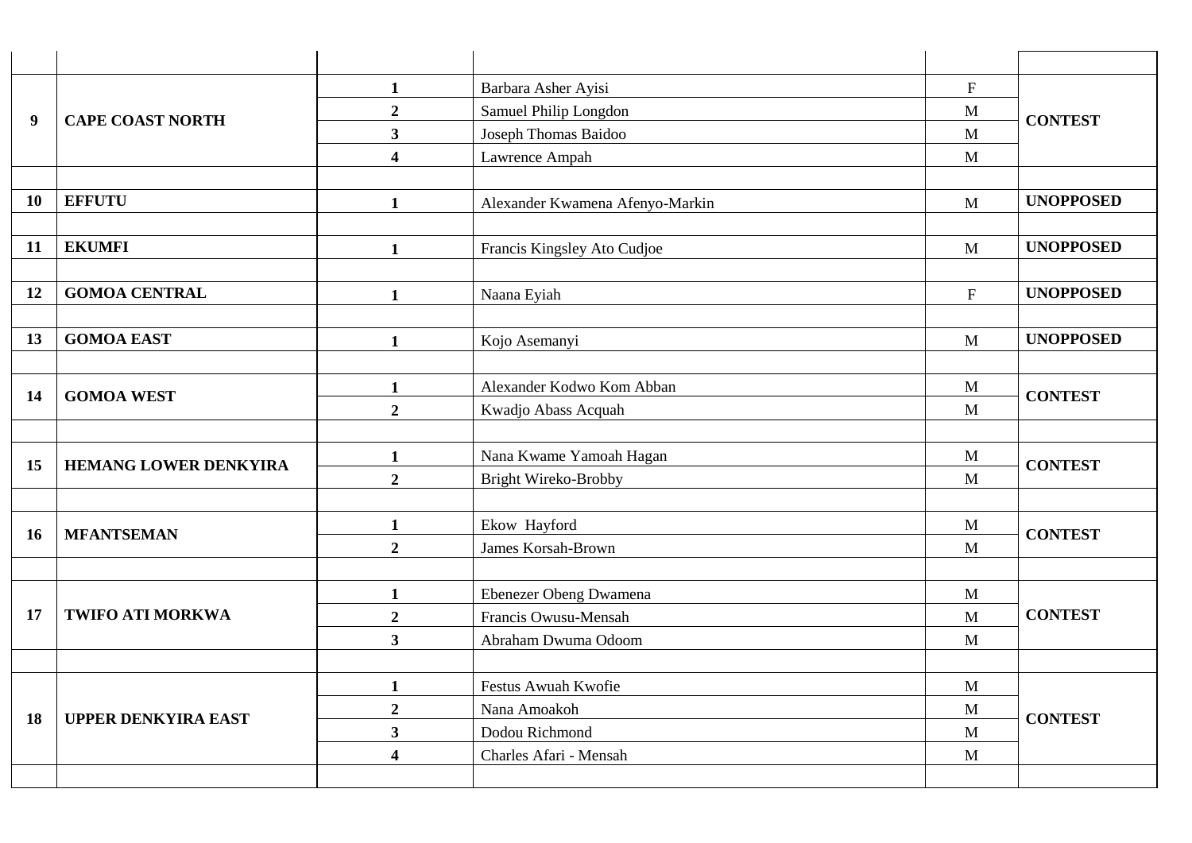| | | | | | |
|---|---|---|---|---|---|
| **9** | **CAPE COAST NORTH** | **1** | Barbara Asher Ayisi | F | **CONTEST** |
| | | **2** | Samuel Philip Longdon | M | |
| | | **3** | Joseph Thomas Baidoo | M | |
| | | **4** | Lawrence Ampah | M | |
| | | | | | |
| **10** | **EFFUTU** | **1** | Alexander Kwamena Afenyo-Markin | M | **UNOPPOSED** |
| | | | | | |
| **11** | **EKUMFI** | **1** | Francis Kingsley Ato Cudjoe | M | **UNOPPOSED** |
| | | | | | |
| **12** | **GOMOA CENTRAL** | **1** | Naana Eyiah | F | **UNOPPOSED** |
| | | | | | |
| **13** | **GOMOA EAST** | **1** | Kojo Asemanyi | M | **UNOPPOSED** |
| | | | | | |
| **14** | **GOMOA WEST** | **1** | Alexander Kodwo Kom Abban | M | **CONTEST** |
| | | **2** | Kwadjo Abass Acquah | M | |
| | | | | | |
| **15** | **HEMANG LOWER DENKYIRA** | **1** | Nana Kwame Yamoah Hagan | M | **CONTEST** |
| | | **2** | Bright Wireko-Brobby | M | |
| | | | | | |
| **16** | **MFANTSEMAN** | **1** | Ekow Hayford | M | **CONTEST** |
| | | **2** | James Korsah-Brown | M | |
| | | | | | |
| **17** | **TWIFO ATI MORKWA** | **1** | Ebenezer Obeng Dwamena | M | **CONTEST** |
| | | **2** | Francis Owusu-Mensah | M | |
| | | **3** | Abraham Dwuma Odoom | M | |
| | | | | | |
| **18** | **UPPER DENKYIRA EAST** | **1** | Festus Awuah Kwofie | M | **CONTEST** |
| | | **2** | Nana Amoakoh | M | |
| | | **3** | Dodou Richmond | M | |
| | | **4** | Charles Afari - Mensah | M | |
| | | | | | |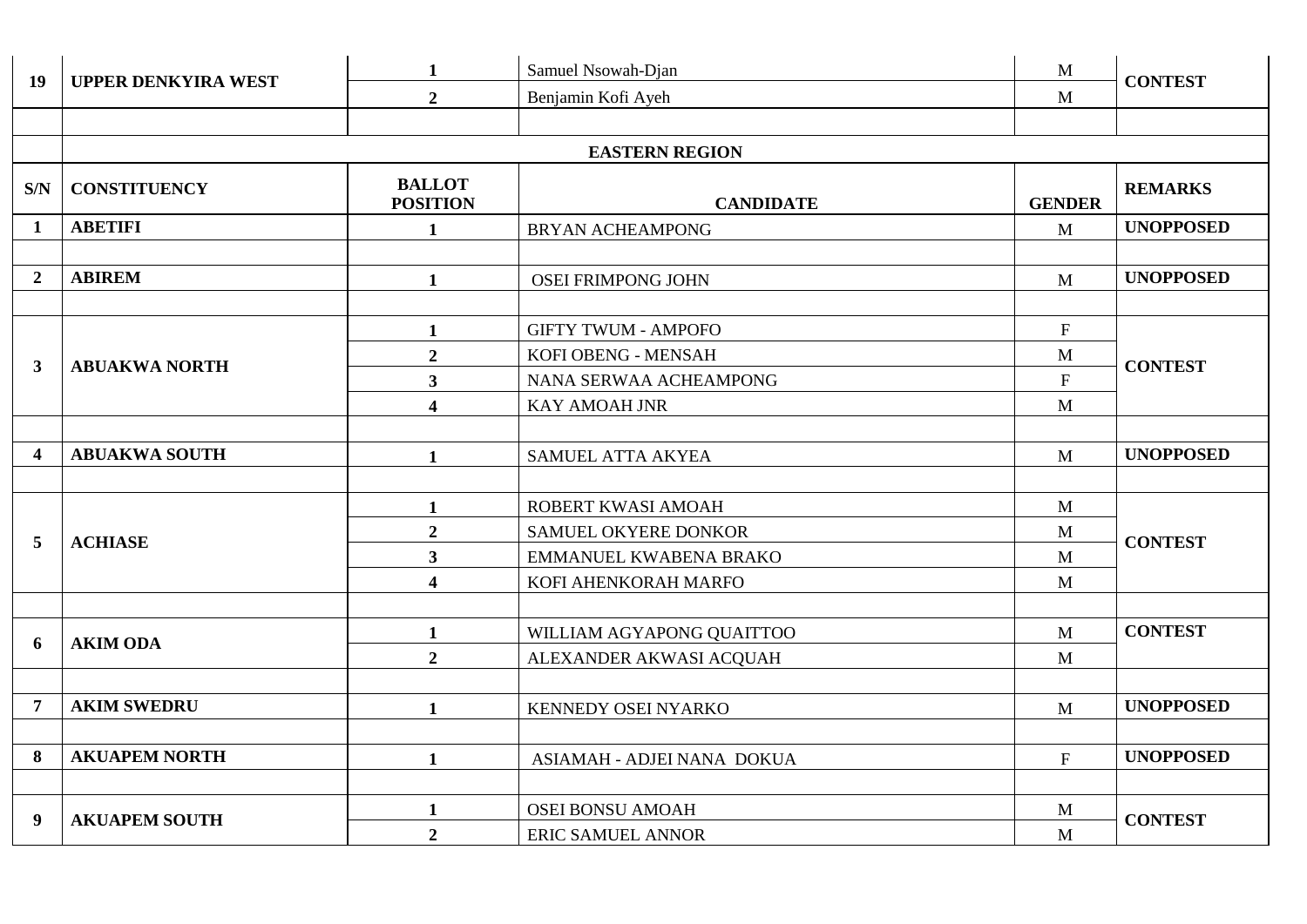| S/N | CONSTITUENCY | BALLOT POSITION | CANDIDATE | GENDER | REMARKS |
|---|---|---|---|---|---|
| 19 | UPPER DENKYIRA WEST | 1 | Samuel Nsowah-Djan | M | CONTEST |
| | | 2 | Benjamin Kofi Ayeh | M | |
| | | | | | |
| | | | EASTERN REGION | | |
| S/N | CONSTITUENCY | BALLOT POSITION | CANDIDATE | GENDER | REMARKS |
| 1 | ABETIFI | 1 | BRYAN ACHEAMPONG | M | UNOPPOSED |
| | | | | | |
| 2 | ABIREM | 1 | OSEI FRIMPONG JOHN | M | UNOPPOSED |
| | | | | | |
| 3 | ABUAKWA NORTH | 1 | GIFTY TWUM - AMPOFO | F | CONTEST |
| | | 2 | KOFI OBENG - MENSAH | M | |
| | | 3 | NANA SERWAA ACHEAMPONG | F | |
| | | 4 | KAY AMOAH JNR | M | |
| | | | | | |
| 4 | ABUAKWA SOUTH | 1 | SAMUEL ATTA AKYEA | M | UNOPPOSED |
| | | | | | |
| 5 | ACHIASE | 1 | ROBERT KWASI AMOAH | M | CONTEST |
| | | 2 | SAMUEL OKYERE DONKOR | M | |
| | | 3 | EMMANUEL KWABENA BRAKO | M | |
| | | 4 | KOFI AHENKORAH MARFO | M | |
| | | | | | |
| 6 | AKIM ODA | 1 | WILLIAM AGYAPONG QUAITTOO | M | CONTEST |
| | | 2 | ALEXANDER AKWASI ACQUAH | M | |
| | | | | | |
| 7 | AKIM SWEDRU | 1 | KENNEDY OSEI NYARKO | M | UNOPPOSED |
| | | | | | |
| 8 | AKUAPEM NORTH | 1 | ASIAMAH - ADJEI NANA DOKUA | F | UNOPPOSED |
| | | | | | |
| 9 | AKUAPEM SOUTH | 1 | OSEI BONSU AMOAH | M | CONTEST |
| | | 2 | ERIC SAMUEL ANNOR | M | |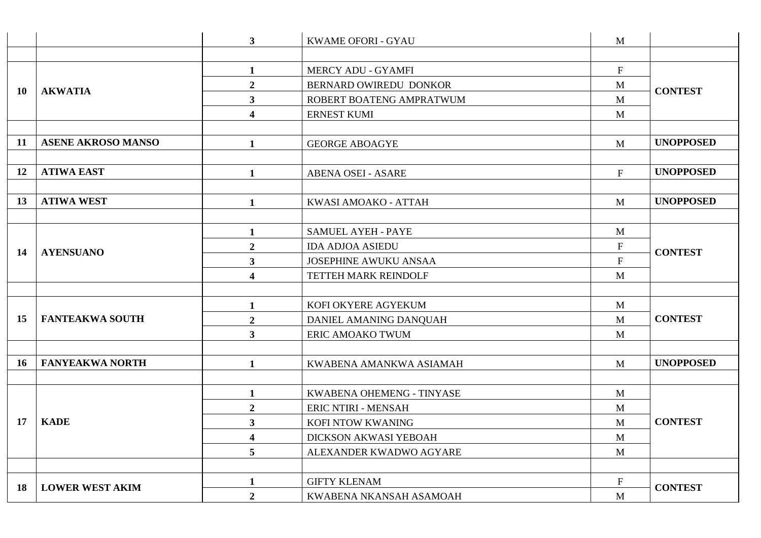| | | | | | |
|---|---|---|---|---|---|
| | | **3** | KWAME OFORI - GYAU | M | |
| | | | | | |
| **10** | **AKWATIA** | **1** | MERCY ADU - GYAMFI | F | **CONTEST** |
| | | **2** | BERNARD OWIREDU DONKOR | M | |
| | | **3** | ROBERT BOATENG AMPRATWUM | M | |
| | | **4** | ERNEST KUMI | M | |
| | | | | | |
| **11** | **ASENE AKROSO MANSO** | **1** | GEORGE ABOAGYE | M | **UNOPPOSED** |
| | | | | | |
| **12** | **ATIWA EAST** | **1** | ABENA OSEI - ASARE | F | **UNOPPOSED** |
| | | | | | |
| **13** | **ATIWA WEST** | **1** | KWASI AMOAKO - ATTAH | M | **UNOPPOSED** |
| | | | | | |
| **14** | **AYENSUANO** | **1** | SAMUEL AYEH - PAYE | M | **CONTEST** |
| | | **2** | IDA ADJOA ASIEDU | F | |
| | | **3** | JOSEPHINE AWUKU ANSAA | F | |
| | | **4** | TETTEH MARK REINDOLF | M | |
| | | | | | |
| **15** | **FANTEAKWA SOUTH** | **1** | KOFI OKYERE AGYEKUM | M | **CONTEST** |
| | | **2** | DANIEL AMANING DANQUAH | M | |
| | | **3** | ERIC AMOAKO TWUM | M | |
| | | | | | |
| **16** | **FANYEAKWA NORTH** | **1** | KWABENA AMANKWA ASIAMAH | M | **UNOPPOSED** |
| | | | | | |
| **17** | **KADE** | **1** | KWABENA OHEMENG - TINYASE | M | **CONTEST** |
| | | **2** | ERIC NTIRI - MENSAH | M | |
| | | **3** | KOFI NTOW KWANING | M | |
| | | **4** | DICKSON AKWASI YEBOAH | M | |
| | | **5** | ALEXANDER KWADWO AGYARE | M | |
| | | | | | |
| **18** | **LOWER WEST AKIM** | **1** | GIFTY KLENAM | F | **CONTEST** |
| | | **2** | KWABENA NKANSAH ASAMOAH | M | |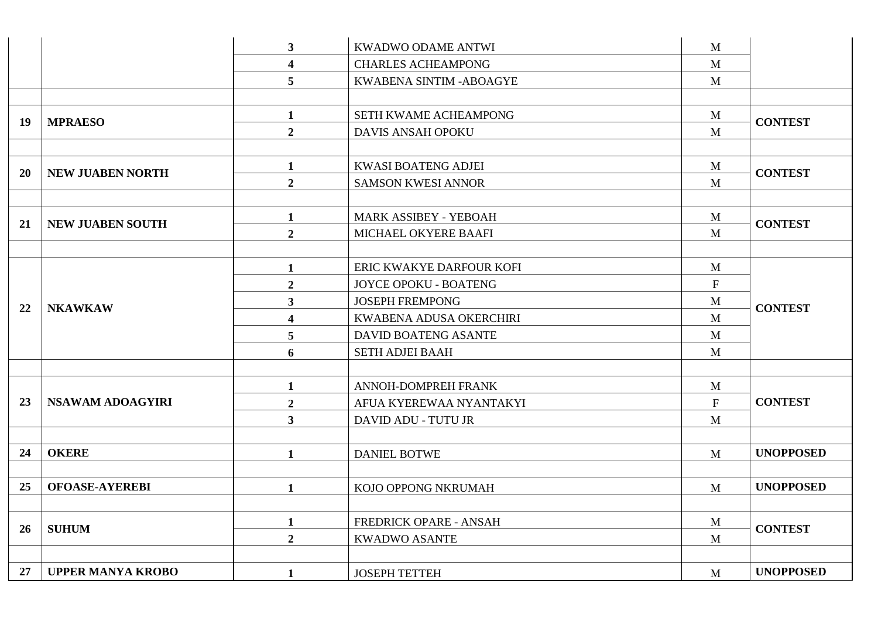| | | | | | |
|---|---|---|---|---|---|
| | | 3 | KWADWO ODAME ANTWI | M | |
| | | 4 | CHARLES ACHEAMPONG | M | |
| | | 5 | KWABENA SINTIM -ABOAGYE | M | |
| | | | | | |
| **19** | **MPRAESO** | **1** | SETH KWAME ACHEAMPONG | M | **CONTEST** |
| | | **2** | DAVIS ANSAH OPOKU | M | |
| | | | | | |
| **20** | **NEW JUABEN NORTH** | **1** | KWASI BOATENG ADJEI | M | **CONTEST** |
| | | **2** | SAMSON KWESI ANNOR | M | |
| | | | | | |
| **21** | **NEW JUABEN SOUTH** | **1** | MARK ASSIBEY - YEBOAH | M | **CONTEST** |
| | | **2** | MICHAEL OKYERE BAAFI | M | |
| | | | | | |
| **22** | **NKAWKAW** | **1** | ERIC KWAKYE DARFOUR KOFI | M | **CONTEST** |
| | | **2** | JOYCE OPOKU - BOATENG | F | |
| | | **3** | JOSEPH FREMPONG | M | |
| | | **4** | KWABENA ADUSA OKERCHIRI | M | |
| | | **5** | DAVID BOATENG ASANTE | M | |
| | | **6** | SETH ADJEI BAAH | M | |
| | | | | | |
| **23** | **NSAWAM ADOAGYIRI** | **1** | ANNOH-DOMPREH FRANK | M | **CONTEST** |
| | | **2** | AFUA KYEREWAA NYANTAKYI | F | |
| | | **3** | DAVID ADU - TUTU JR | M | |
| | | | | | |
| **24** | **OKERE** | **1** | DANIEL BOTWE | M | **UNOPPOSED** |
| | | | | | |
| **25** | **OFOASE-AYEREBI** | **1** | KOJO OPPONG NKRUMAH | M | **UNOPPOSED** |
| | | | | | |
| **26** | **SUHUM** | **1** | FREDRICK OPARE - ANSAH | M | **CONTEST** |
| | | **2** | KWADWO ASANTE | M | |
| | | | | | |
| **27** | **UPPER MANYA KROBO** | **1** | JOSEPH TETTEH | M | **UNOPPOSED** |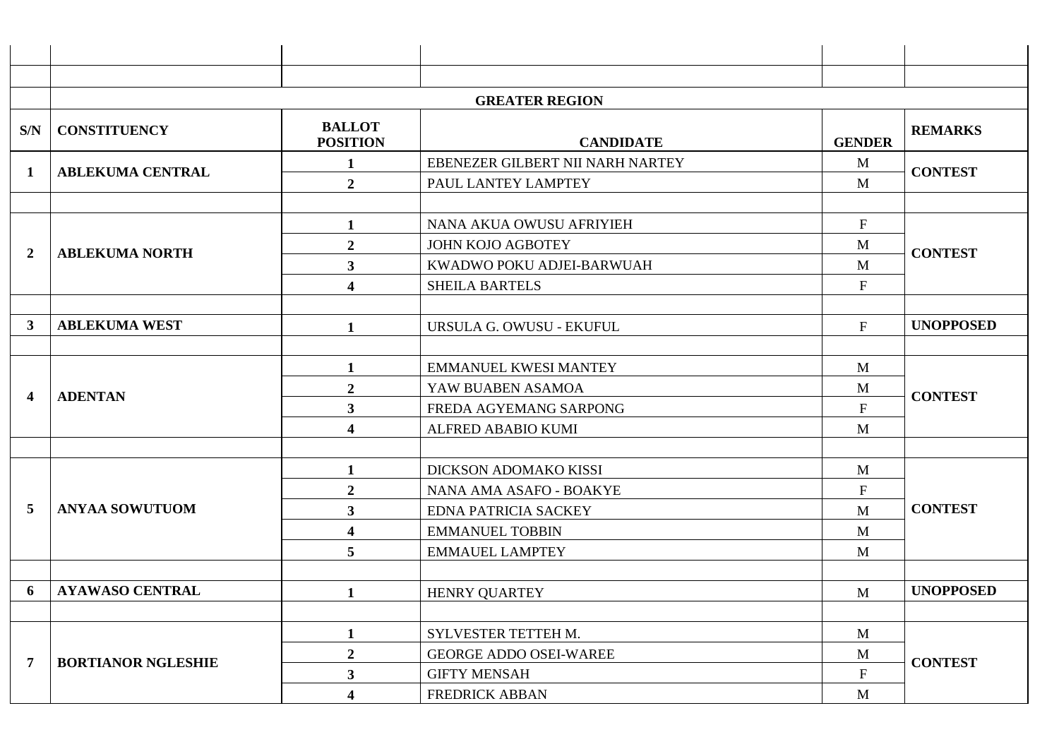| S/N | CONSTITUENCY | BALLOT POSITION | CANDIDATE | GENDER | REMARKS |
|---|---|---|---|---|---|
| | | | **GREATER REGION** | | |
| **1** | **ABLEKUMA CENTRAL** | **1** | EBENEZER GILBERT NII NARH NARTEY | M | **CONTEST** |
| | | **2** | PAUL LANTEY LAMPTEY | M | |
| | | | | | |
| **2** | **ABLEKUMA NORTH** | **1** | NANA AKUA OWUSU AFRIYIEH | F | **CONTEST** |
| | | **2** | JOHN KOJO AGBOTEY | M | |
| | | **3** | KWADWO POKU ADJEI-BARWUAH | M | |
| | | **4** | SHEILA BARTELS | F | |
| | | | | | |
| **3** | **ABLEKUMA WEST** | **1** | URSULA G. OWUSU - EKUFUL | F | **UNOPPOSED** |
| | | | | | |
| **4** | **ADENTAN** | **1** | EMMANUEL KWESI MANTEY | M | **CONTEST** |
| | | **2** | YAW BUABEN ASAMOA | M | |
| | | **3** | FREDA AGYEMANG SARPONG | F | |
| | | **4** | ALFRED ABABIO KUMI | M | |
| | | | | | |
| **5** | **ANYAA SOWUTUOM** | **1** | DICKSON ADOMAKO KISSI | M | **CONTEST** |
| | | **2** | NANA AMA ASAFO - BOAKYE | F | |
| | | **3** | EDNA PATRICIA SACKEY | M | |
| | | **4** | EMMANUEL TOBBIN | M | |
| | | **5** | EMMAUEL LAMPTEY | M | |
| | | | | | |
| **6** | **AYAWASO CENTRAL** | **1** | HENRY QUARTEY | M | **UNOPPOSED** |
| | | | | | |
| **7** | **BORTIANOR NGLESHIE** | **1** | SYLVESTER TETTEH M. | M | **CONTEST** |
| | | **2** | GEORGE ADDO OSEI-WAREE | M | |
| | | **3** | GIFTY MENSAH | F | |
| | | **4** | FREDRICK ABBAN | M | |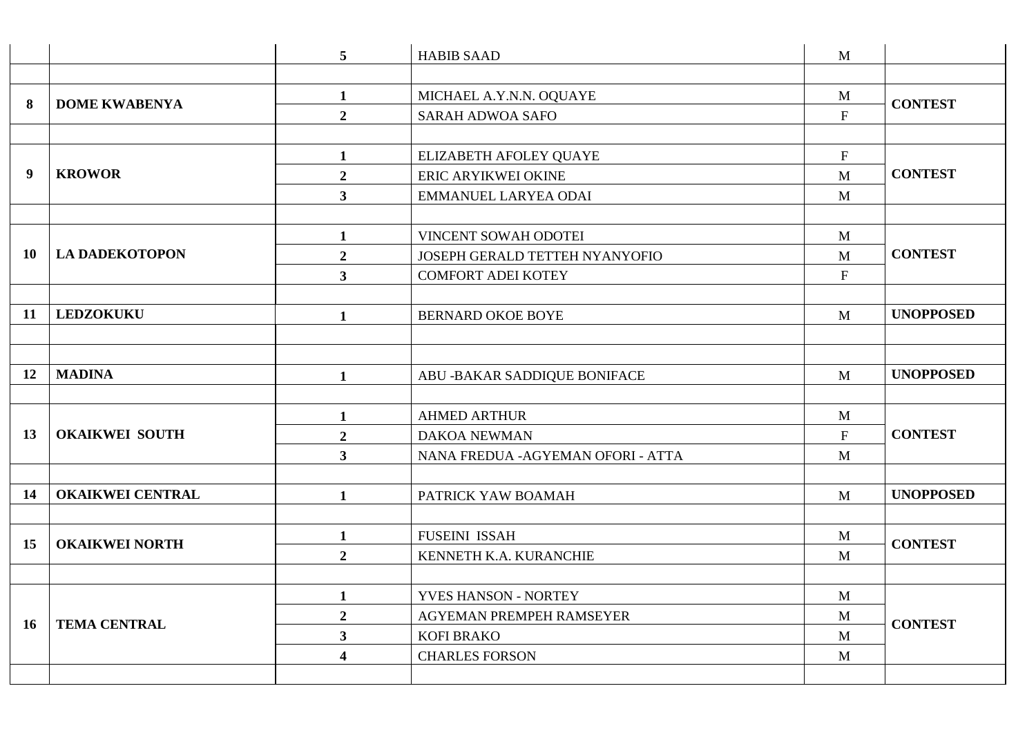| | | | | | |
|---|---|---|---|---|---|
| | | **5** | HABIB SAAD | M | |
| | | | | | |
| **8** | **DOME KWABENYA** | **1** | MICHAEL A.Y.N.N. OQUAYE | M | **CONTEST** |
| | | **2** | SARAH ADWOA SAFO | F | |
| | | | | | |
| **9** | **KROWOR** | **1** | ELIZABETH AFOLEY QUAYE | F | **CONTEST** |
| | | **2** | ERIC ARYIKWEI OKINE | M | |
| | | **3** | EMMANUEL LARYEA ODAI | M | |
| | | | | | |
| **10** | **LA DADEKOTOPON** | **1** | VINCENT SOWAH ODOTEI | M | **CONTEST** |
| | | **2** | JOSEPH GERALD TETTEH NYANYOFIO | M | |
| | | **3** | COMFORT ADEI KOTEY | F | |
| | | | | | |
| **11** | **LEDZOKUKU** | **1** | BERNARD OKOE BOYE | M | **UNOPPOSED** |
| | | | | | |
| | | | | | |
| **12** | **MADINA** | **1** | ABU -BAKAR SADDIQUE BONIFACE | M | **UNOPPOSED** |
| | | | | | |
| **13** | **OKAIKWEI SOUTH** | **1** | AHMED ARTHUR | M | **CONTEST** |
| | | **2** | DAKOA NEWMAN | F | |
| | | **3** | NANA FREDUA -AGYEMAN OFORI - ATTA | M | |
| | | | | | |
| **14** | **OKAIKWEI CENTRAL** | **1** | PATRICK YAW BOAMAH | M | **UNOPPOSED** |
| | | | | | |
| **15** | **OKAIKWEI NORTH** | **1** | FUSEINI ISSAH | M | **CONTEST** |
| | | **2** | KENNETH K.A. KURANCHIE | M | |
| | | | | | |
| **16** | **TEMA CENTRAL** | **1** | YVES HANSON - NORTEY | M | **CONTEST** |
| | | **2** | AGYEMAN PREMPEH RAMSEYER | M | |
| | | **3** | KOFI BRAKO | M | |
| | | **4** | CHARLES FORSON | M | |
| | | | | | |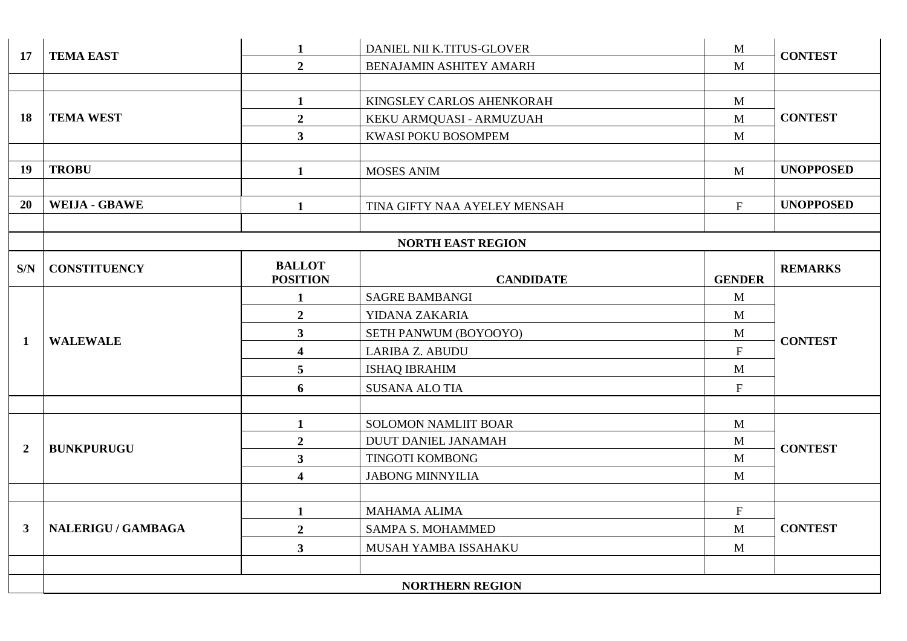| 17 | TEMA EAST | 1 | DANIEL NII K.TITUS-GLOVER | M | CONTEST |
|---|---|---|---|---|---|
| | | 2 | BENAJAMIN ASHITEY AMARH | M | |
| | | | | | |
| 18 | TEMA WEST | 1 | KINGSLEY CARLOS AHENKORAH | M | CONTEST |
| | | 2 | KEKU ARMQUASI - ARMUZUAH | M | |
| | | 3 | KWASI POKU BOSOMPEM | M | |
| | | | | | |
| 19 | TROBU | 1 | MOSES ANIM | M | UNOPPOSED |
| | | | | | |
| 20 | WEIJA - GBAWE | 1 | TINA GIFTY NAA AYELEY MENSAH | F | UNOPPOSED |
| | | | | | |

**NORTH EAST REGION**

| S/N | CONSTITUENCY | BALLOT POSITION | CANDIDATE | GENDER | REMARKS |
|---|---|---|---|---|---|
| 1 | WALEWALE | 1 | SAGRE BAMBANGI | M | CONTEST |
| | | 2 | YIDANA ZAKARIA | M | |
| | | 3 | SETH PANWUM (BOYOOYO) | M | |
| | | 4 | LARIBA Z. ABUDU | F | |
| | | 5 | ISHAQ IBRAHIM | M | |
| | | 6 | SUSANA ALO TIA | F | |
| | | | | | |
| 2 | BUNKPURUGU | 1 | SOLOMON NAMLIIT BOAR | M | CONTEST |
| | | 2 | DUUT DANIEL JANAMAH | M | |
| | | 3 | TINGOTI KOMBONG | M | |
| | | 4 | JABONG MINNYILIA | M | |
| | | | | | |
| 3 | NALERIGU / GAMBAGA | 1 | MAHAMA ALIMA | F | CONTEST |
| | | 2 | SAMPA S. MOHAMMED | M | |
| | | 3 | MUSAH YAMBA ISSAHAKU | M | |
| | | | | | |

**NORTHERN REGION**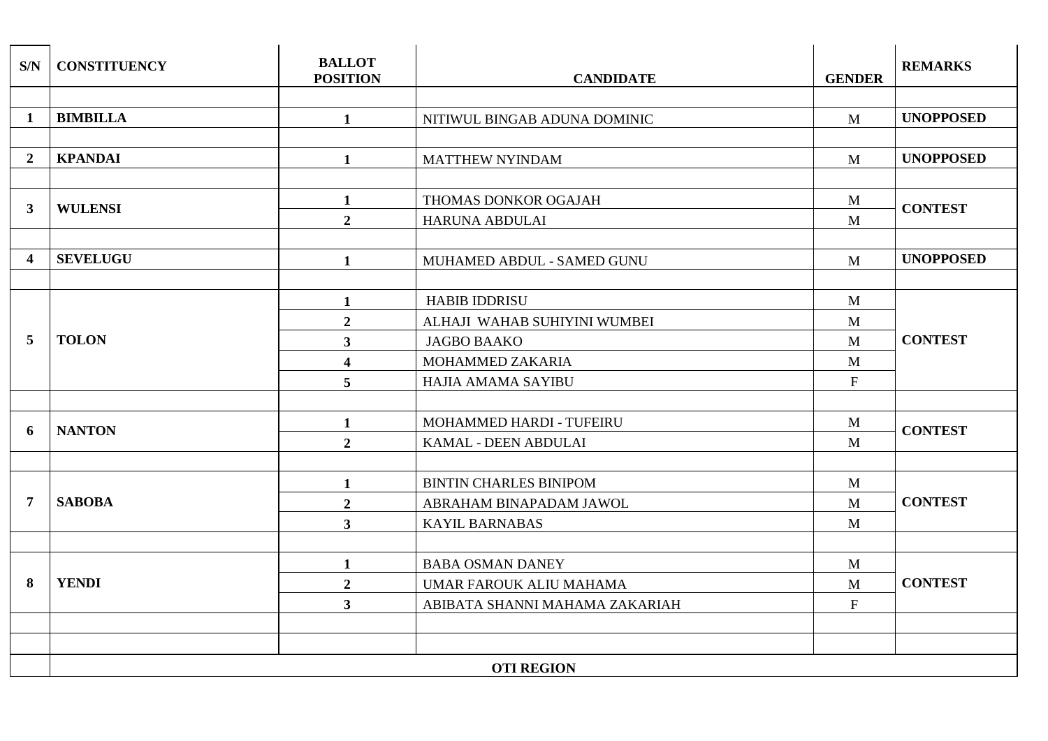| S/N | CONSTITUENCY | BALLOT POSITION | CANDIDATE | GENDER | REMARKS |
|---|---|---|---|---|---|
| 1 | BIMBILLA | 1 | NITIWUL BINGAB ADUNA DOMINIC | M | UNOPPOSED |
| 2 | KPANDAI | 1 | MATTHEW NYINDAM | M | UNOPPOSED |
| 3 | WULENSI | 1 | THOMAS DONKOR OGAJAH | M | CONTEST |
| | | 2 | HARUNA ABDULAI | M | |
| 4 | SEVELUGU | 1 | MUHAMED ABDUL - SAMED GUNU | M | UNOPPOSED |
| 5 | TOLON | 1 | HABIB IDDRISU | M | CONTEST |
| | | 2 | ALHAJI WAHAB SUHIYINI WUMBEI | M | |
| | | 3 | JAGBO BAAKO | M | |
| | | 4 | MOHAMMED ZAKARIA | M | |
| | | 5 | HAJIA AMAMA SAYIBU | F | |
| 6 | NANTON | 1 | MOHAMMED HARDI - TUFEIRU | M | CONTEST |
| | | 2 | KAMAL - DEEN ABDULAI | M | |
| 7 | SABOBA | 1 | BINTIN CHARLES BINIPOM | M | CONTEST |
| | | 2 | ABRAHAM BINAPADAM JAWOL | M | |
| | | 3 | KAYIL BARNABAS | M | |
| 8 | YENDI | 1 | BABA OSMAN DANEY | M | CONTEST |
| | | 2 | UMAR FAROUK ALIU MAHAMA | M | |
| | | 3 | ABIBATA SHANNI MAHAMA ZAKARIAH | F | |
| | **OTI REGION** | | | | |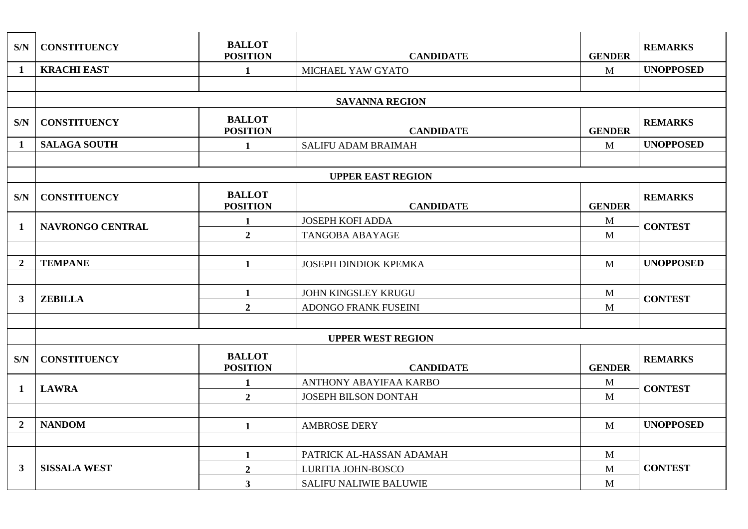| S/N | CONSTITUENCY | BALLOT POSITION | CANDIDATE | GENDER | REMARKS |
|---|---|---|---|---|---|
| **1** | **KRACHI EAST** | **1** | MICHAEL YAW GYATO | M | **UNOPPOSED** |

## SAVANNA REGION

| S/N | CONSTITUENCY | BALLOT POSITION | CANDIDATE | GENDER | REMARKS |
|---|---|---|---|---|---|
| **1** | **SALAGA SOUTH** | **1** | SALIFU ADAM BRAIMAH | M | **UNOPPOSED** |

## UPPER EAST REGION

| S/N | CONSTITUENCY | BALLOT POSITION | CANDIDATE | GENDER | REMARKS |
|---|---|---|---|---|---|
| **1** | **NAVRONGO CENTRAL** | **1** | JOSEPH KOFI ADDA | M | **CONTEST** |
| | | **2** | TANGOBA ABAYAGE | M | |
| | | | | | |
| **2** | **TEMPANE** | **1** | JOSEPH DINDIOK KPEMKA | M | **UNOPPOSED** |
| | | | | | |
| **3** | **ZEBILLA** | **1** | JOHN KINGSLEY KRUGU | M | **CONTEST** |
| | | **2** | ADONGO FRANK FUSEINI | M | |

## UPPER WEST REGION

| S/N | CONSTITUENCY | BALLOT POSITION | CANDIDATE | GENDER | REMARKS |
|---|---|---|---|---|---|
| **1** | **LAWRA** | **1** | ANTHONY ABAYIFAA KARBO | M | **CONTEST** |
| | | **2** | JOSEPH BILSON DONTAH | M | |
| | | | | | |
| **2** | **NANDOM** | **1** | AMBROSE DERY | M | **UNOPPOSED** |
| | | | | | |
| **3** | **SISSALA WEST** | **1** | PATRICK AL-HASSAN ADAMAH | M | **CONTEST** |
| | | **2** | LURITIA JOHN-BOSCO | M | |
| | | **3** | SALIFU NALIWIE BALUWIE | M | |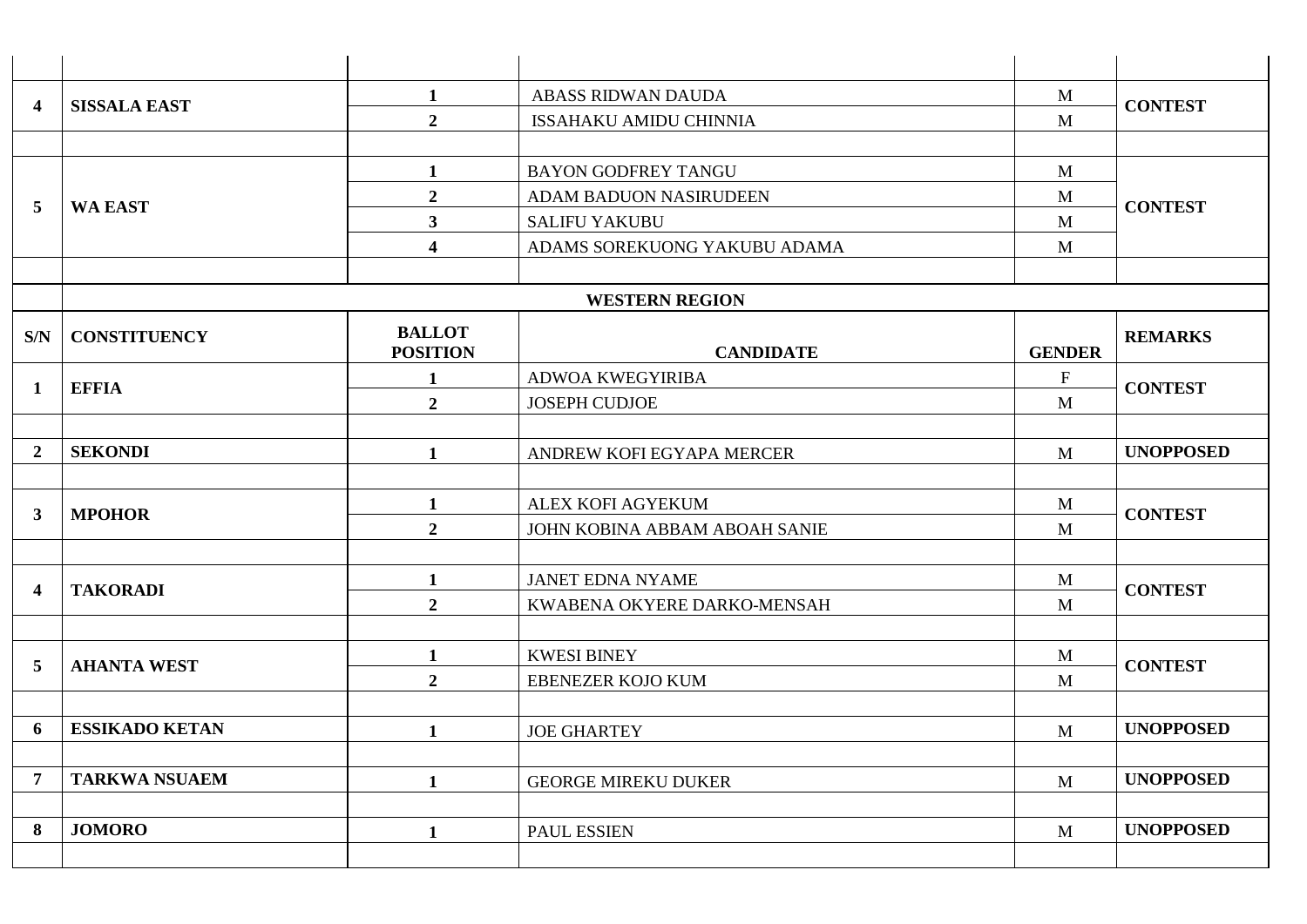| | | | | | |
|---|---|---|---|---|---|
| **4** | **SISSALA EAST** | **1** | ABASS RIDWAN DAUDA | M | **CONTEST** |
| | | **2** | ISSAHAKU AMIDU CHINNIA | M | |
| | | | | | |
| **5** | **WA EAST** | **1** | BAYON GODFREY TANGU | M | **CONTEST** |
| | | **2** | ADAM BADUON NASIRUDEEN | M | |
| | | **3** | SALIFU YAKUBU | M | |
| | | **4** | ADAMS SOREKUONG YAKUBU ADAMA | M | |

## WESTERN REGION

| S/N | CONSTITUENCY | BALLOT POSITION | CANDIDATE | GENDER | REMARKS |
|---|---|---|---|---|---|
| **1** | **EFFIA** | **1** | ADWOA KWEGYIRIBA | F | **CONTEST** |
| | | **2** | JOSEPH CUDJOE | M | |
| | | | | | |
| **2** | **SEKONDI** | **1** | ANDREW KOFI EGYAPA MERCER | M | **UNOPPOSED** |
| | | | | | |
| **3** | **MPOHOR** | **1** | ALEX KOFI AGYEKUM | M | **CONTEST** |
| | | **2** | JOHN KOBINA ABBAM ABOAH SANIE | M | |
| | | | | | |
| **4** | **TAKORADI** | **1** | JANET EDNA NYAME | M | **CONTEST** |
| | | **2** | KWABENA OKYERE DARKO-MENSAH | M | |
| | | | | | |
| **5** | **AHANTA WEST** | **1** | KWESI BINEY | M | **CONTEST** |
| | | **2** | EBENEZER KOJO KUM | M | |
| | | | | | |
| **6** | **ESSIKADO KETAN** | **1** | JOE GHARTEY | M | **UNOPPOSED** |
| | | | | | |
| **7** | **TARKWA NSUAEM** | **1** | GEORGE MIREKU DUKER | M | **UNOPPOSED** |
| | | | | | |
| **8** | **JOMORO** | **1** | PAUL ESSIEN | M | **UNOPPOSED** |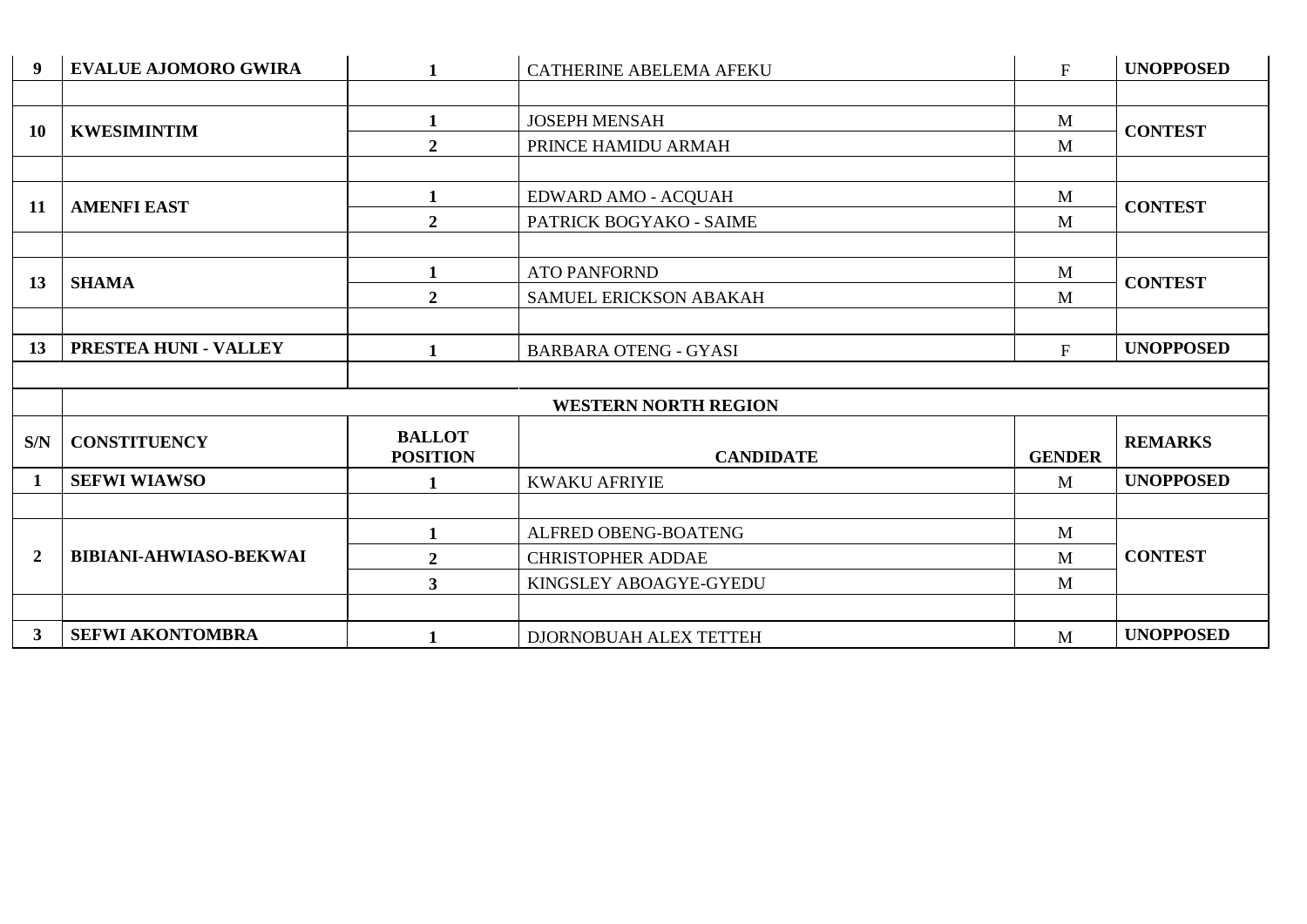| | | | | | |
|---|---|---|---|---|---|
| 9 | EVALUE AJOMORO GWIRA | 1 | CATHERINE ABELEMA AFEKU | F | UNOPPOSED |
| | | | | | |
| 10 | KWESIMINTIM | 1 | JOSEPH MENSAH | M | CONTEST |
| | | 2 | PRINCE HAMIDU ARMAH | M | |
| | | | | | |
| 11 | AMENFI EAST | 1 | EDWARD AMO - ACQUAH | M | CONTEST |
| | | 2 | PATRICK BOGYAKO - SAIME | M | |
| | | | | | |
| 13 | SHAMA | 1 | ATO PANFORND | M | CONTEST |
| | | 2 | SAMUEL ERICKSON ABAKAH | M | |
| | | | | | |
| 13 | PRESTEA HUNI - VALLEY | 1 | BARBARA OTENG - GYASI | F | UNOPPOSED |
| | | | | | |
| | WESTERN NORTH REGION | | | | |
| S/N | CONSTITUENCY | BALLOT POSITION | CANDIDATE | GENDER | REMARKS |
| 1 | SEFWI WIAWSO | 1 | KWAKU AFRIYIE | M | UNOPPOSED |
| | | | | | |
| 2 | BIBIANI-AHWIASO-BEKWAI | 1 | ALFRED OBENG-BOATENG | M | CONTEST |
| | | 2 | CHRISTOPHER ADDAE | M | |
| | | 3 | KINGSLEY ABOAGYE-GYEDU | M | |
| | | | | | |
| 3 | SEFWI AKONTOMBRA | 1 | DJORNOBUAH ALEX TETTEH | M | UNOPPOSED |